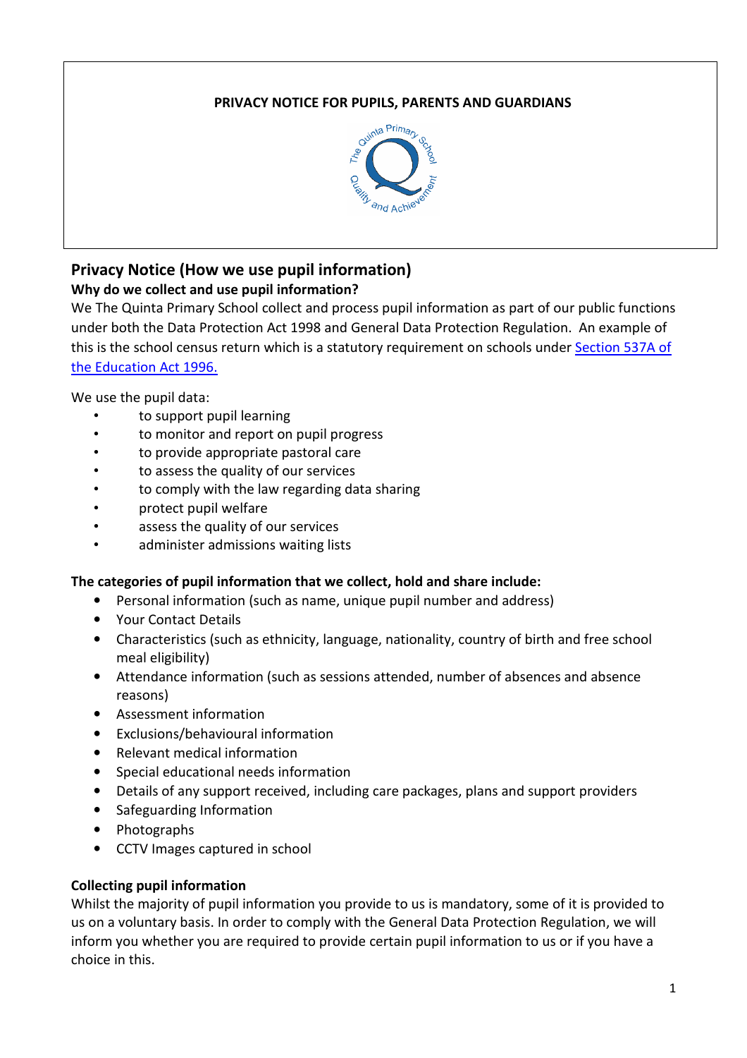**PRIVACY NOTICE FOR PUPILS, PARENTS AND GUARDIANS**

## Privacy Notice (How we use pupil information)

### Why do we collect and use pupil information?

We The Quinta Primary School collect and process pupil information as part of our public functions under both the Data Protection Act 1998 and General Data Protection Regulation. An example of this is the school census return which is a statutory requirement on schools under [Section 537A of the Education Act 1996.]

We use the pupil data:

- to support pupil learning
- to monitor and report on pupil progress
- to provide appropriate pastoral care
- to assess the quality of our services
- to comply with the law regarding data sharing
- protect pupil welfare
- assess the quality of our services
- administer admissions waiting lists

### The categories of pupil information that we collect, hold and share include:

- Personal information (such as name, unique pupil number and address)
- Your Contact Details
- Characteristics (such as ethnicity, language, nationality, country of birth and free school meal eligibility)
- Attendance information (such as sessions attended, number of absences and absence reasons)
- Assessment information
- Exclusions/behavioural information
- Relevant medical information
- Special educational needs information
- Details of any support received, including care packages, plans and support providers
- Safeguarding Information
- Photographs
- CCTV Images captured in school

### Collecting pupil information

Whilst the majority of pupil information you provide to us is mandatory, some of it is provided to us on a voluntary basis. In order to comply with the General Data Protection Regulation, we will inform you whether you are required to provide certain pupil information to us or if you have a choice in this.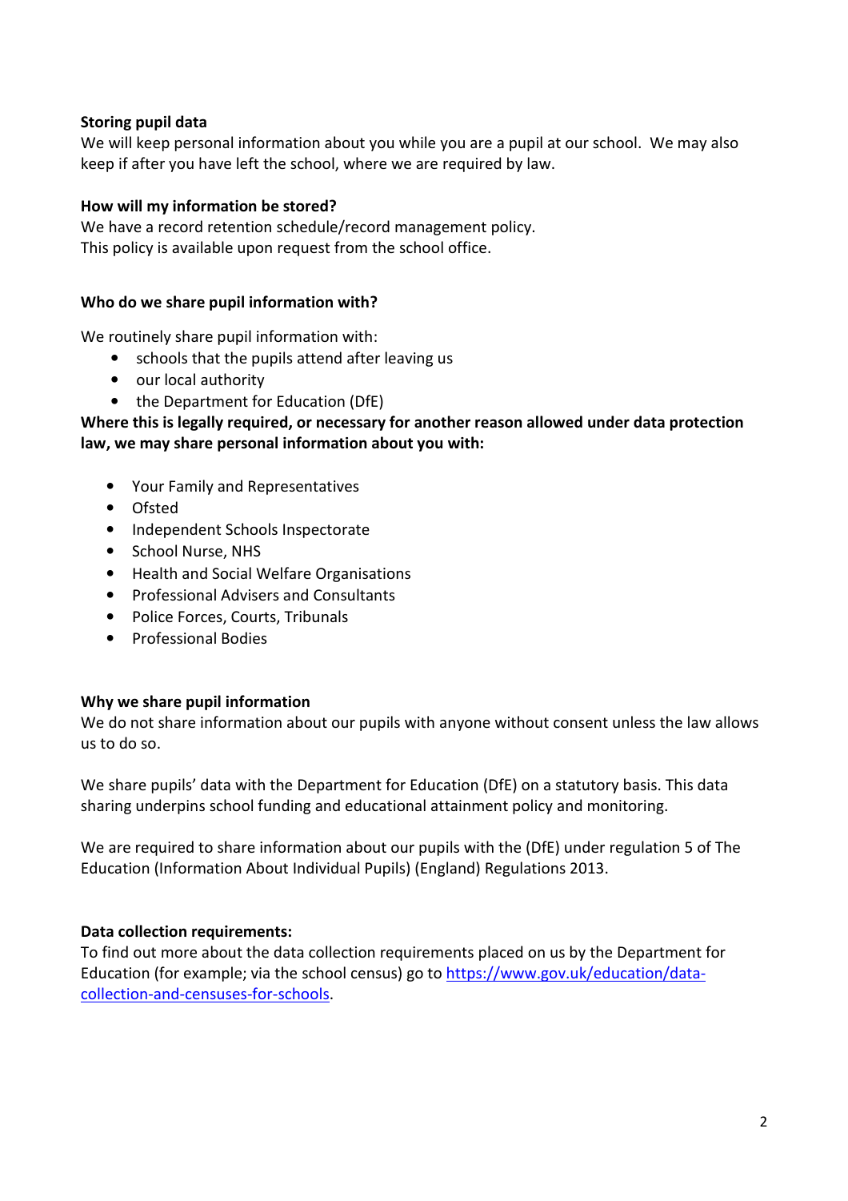**Storing pupil data**
We will keep personal information about you while you are a pupil at our school. We may also keep if after you have left the school, where we are required by law.

**How will my information be stored?**
We have a record retention schedule/record management policy.
This policy is available upon request from the school office.

**Who do we share pupil information with?**

We routinely share pupil information with:

- schools that the pupils attend after leaving us
- our local authority
- the Department for Education (DfE)

**Where this is legally required, or necessary for another reason allowed under data protection law, we may share personal information about you with:**

- Your Family and Representatives
- Ofsted
- Independent Schools Inspectorate
- School Nurse, NHS
- Health and Social Welfare Organisations
- Professional Advisers and Consultants
- Police Forces, Courts, Tribunals
- Professional Bodies

**Why we share pupil information**
We do not share information about our pupils with anyone without consent unless the law allows us to do so.

We share pupils' data with the Department for Education (DfE) on a statutory basis. This data sharing underpins school funding and educational attainment policy and monitoring.

We are required to share information about our pupils with the (DfE) under regulation 5 of The Education (Information About Individual Pupils) (England) Regulations 2013.

**Data collection requirements:**
To find out more about the data collection requirements placed on us by the Department for Education (for example; via the school census) go to [https://www.gov.uk/education/data-collection-and-censuses-for-schools](https://www.gov.uk/education/data-collection-and-censuses-for-schools).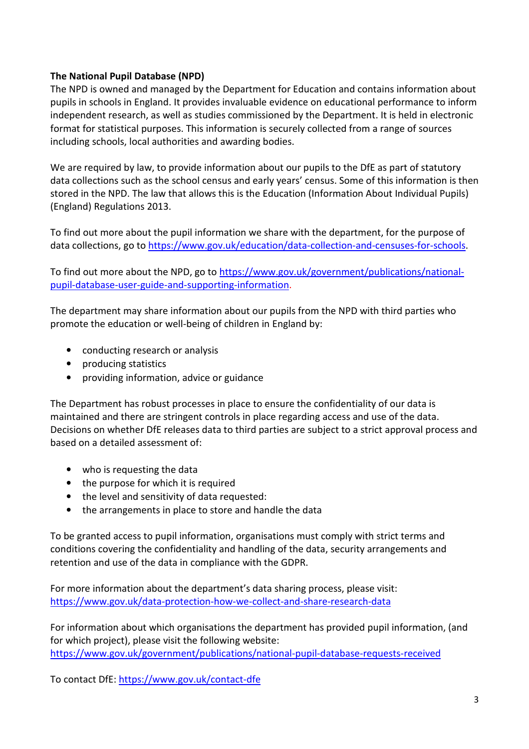**The National Pupil Database (NPD)**

The NPD is owned and managed by the Department for Education and contains information about pupils in schools in England. It provides invaluable evidence on educational performance to inform independent research, as well as studies commissioned by the Department. It is held in electronic format for statistical purposes. This information is securely collected from a range of sources including schools, local authorities and awarding bodies.

We are required by law, to provide information about our pupils to the DfE as part of statutory data collections such as the school census and early years' census. Some of this information is then stored in the NPD. The law that allows this is the Education (Information About Individual Pupils) (England) Regulations 2013.

To find out more about the pupil information we share with the department, for the purpose of data collections, go to https://www.gov.uk/education/data-collection-and-censuses-for-schools.

To find out more about the NPD, go to https://www.gov.uk/government/publications/national-pupil-database-user-guide-and-supporting-information.

The department may share information about our pupils from the NPD with third parties who promote the education or well-being of children in England by:

- conducting research or analysis
- producing statistics
- providing information, advice or guidance

The Department has robust processes in place to ensure the confidentiality of our data is maintained and there are stringent controls in place regarding access and use of the data. Decisions on whether DfE releases data to third parties are subject to a strict approval process and based on a detailed assessment of:

- who is requesting the data
- the purpose for which it is required
- the level and sensitivity of data requested:
- the arrangements in place to store and handle the data

To be granted access to pupil information, organisations must comply with strict terms and conditions covering the confidentiality and handling of the data, security arrangements and retention and use of the data in compliance with the GDPR.

For more information about the department's data sharing process, please visit:
https://www.gov.uk/data-protection-how-we-collect-and-share-research-data

For information about which organisations the department has provided pupil information, (and for which project), please visit the following website:
https://www.gov.uk/government/publications/national-pupil-database-requests-received

To contact DfE: https://www.gov.uk/contact-dfe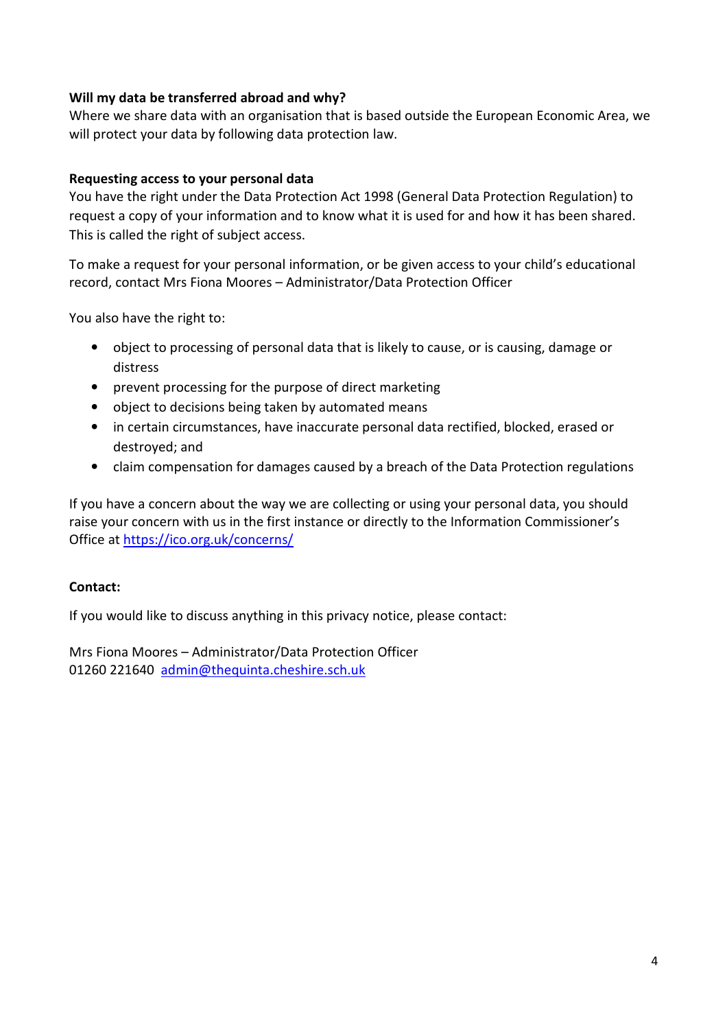**Will my data be transferred abroad and why?**
Where we share data with an organisation that is based outside the European Economic Area, we will protect your data by following data protection law.

**Requesting access to your personal data**
You have the right under the Data Protection Act 1998 (General Data Protection Regulation) to request a copy of your information and to know what it is used for and how it has been shared. This is called the right of subject access.

To make a request for your personal information, or be given access to your child's educational record, contact Mrs Fiona Moores – Administrator/Data Protection Officer

You also have the right to:

- object to processing of personal data that is likely to cause, or is causing, damage or distress
- prevent processing for the purpose of direct marketing
- object to decisions being taken by automated means
- in certain circumstances, have inaccurate personal data rectified, blocked, erased or destroyed; and
- claim compensation for damages caused by a breach of the Data Protection regulations

If you have a concern about the way we are collecting or using your personal data, you should raise your concern with us in the first instance or directly to the Information Commissioner's Office at https://ico.org.uk/concerns/

**Contact:**

If you would like to discuss anything in this privacy notice, please contact:

Mrs Fiona Moores – Administrator/Data Protection Officer
01260 221640 admin@thequinta.cheshire.sch.uk